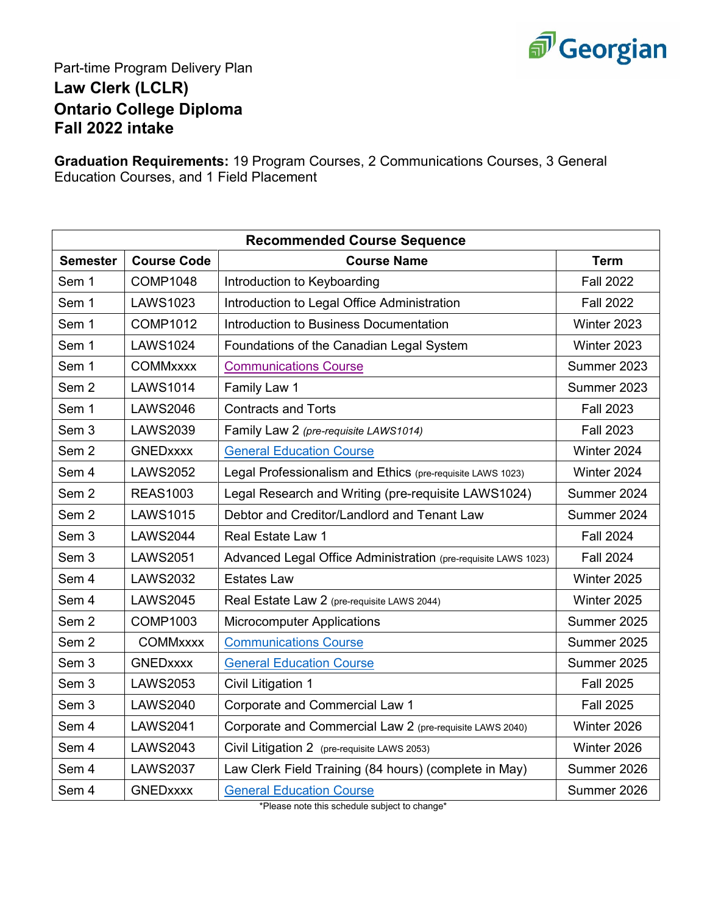Part-time Program Delivery Plan

# Law Clerk (LCLR)
# Ontario College Diploma
# Fall 2022 intake

**Graduation Requirements:** 19 Program Courses, 2 Communications Courses, 3 General Education Courses, and 1 Field Placement

| Recommended Course Sequence | | | |
|---|---|---|---|
| **Semester** | **Course Code** | **Course Name** | **Term** |
| Sem 1 | COMP1048 | Introduction to Keyboarding | Fall 2022 |
| Sem 1 | LAWS1023 | Introduction to Legal Office Administration | Fall 2022 |
| Sem 1 | COMP1012 | Introduction to Business Documentation | Winter 2023 |
| Sem 1 | LAWS1024 | Foundations of the Canadian Legal System | Winter 2023 |
| Sem 1 | COMMxxxx | Communications Course | Summer 2023 |
| Sem 2 | LAWS1014 | Family Law 1 | Summer 2023 |
| Sem 1 | LAWS2046 | Contracts and Torts | Fall 2023 |
| Sem 3 | LAWS2039 | Family Law 2 *(pre-requisite LAWS1014)* | Fall 2023 |
| Sem 2 | GNEDxxxx | General Education Course | Winter 2024 |
| Sem 4 | LAWS2052 | Legal Professionalism and Ethics (pre-requisite LAWS 1023) | Winter 2024 |
| Sem 2 | REAS1003 | Legal Research and Writing (pre-requisite LAWS1024) | Summer 2024 |
| Sem 2 | LAWS1015 | Debtor and Creditor/Landlord and Tenant Law | Summer 2024 |
| Sem 3 | LAWS2044 | Real Estate Law 1 | Fall 2024 |
| Sem 3 | LAWS2051 | Advanced Legal Office Administration (pre-requisite LAWS 1023) | Fall 2024 |
| Sem 4 | LAWS2032 | Estates Law | Winter 2025 |
| Sem 4 | LAWS2045 | Real Estate Law 2 (pre-requisite LAWS 2044) | Winter 2025 |
| Sem 2 | COMP1003 | Microcomputer Applications | Summer 2025 |
| Sem 2 | COMMxxxx | Communications Course | Summer 2025 |
| Sem 3 | GNEDxxxx | General Education Course | Summer 2025 |
| Sem 3 | LAWS2053 | Civil Litigation 1 | Fall 2025 |
| Sem 3 | LAWS2040 | Corporate and Commercial Law 1 | Fall 2025 |
| Sem 4 | LAWS2041 | Corporate and Commercial Law 2 (pre-requisite LAWS 2040) | Winter 2026 |
| Sem 4 | LAWS2043 | Civil Litigation 2 (pre-requisite LAWS 2053) | Winter 2026 |
| Sem 4 | LAWS2037 | Law Clerk Field Training (84 hours) (complete in May) | Summer 2026 |
| Sem 4 | GNEDxxxx | General Education Course | Summer 2026 |

*Please note this schedule subject to change*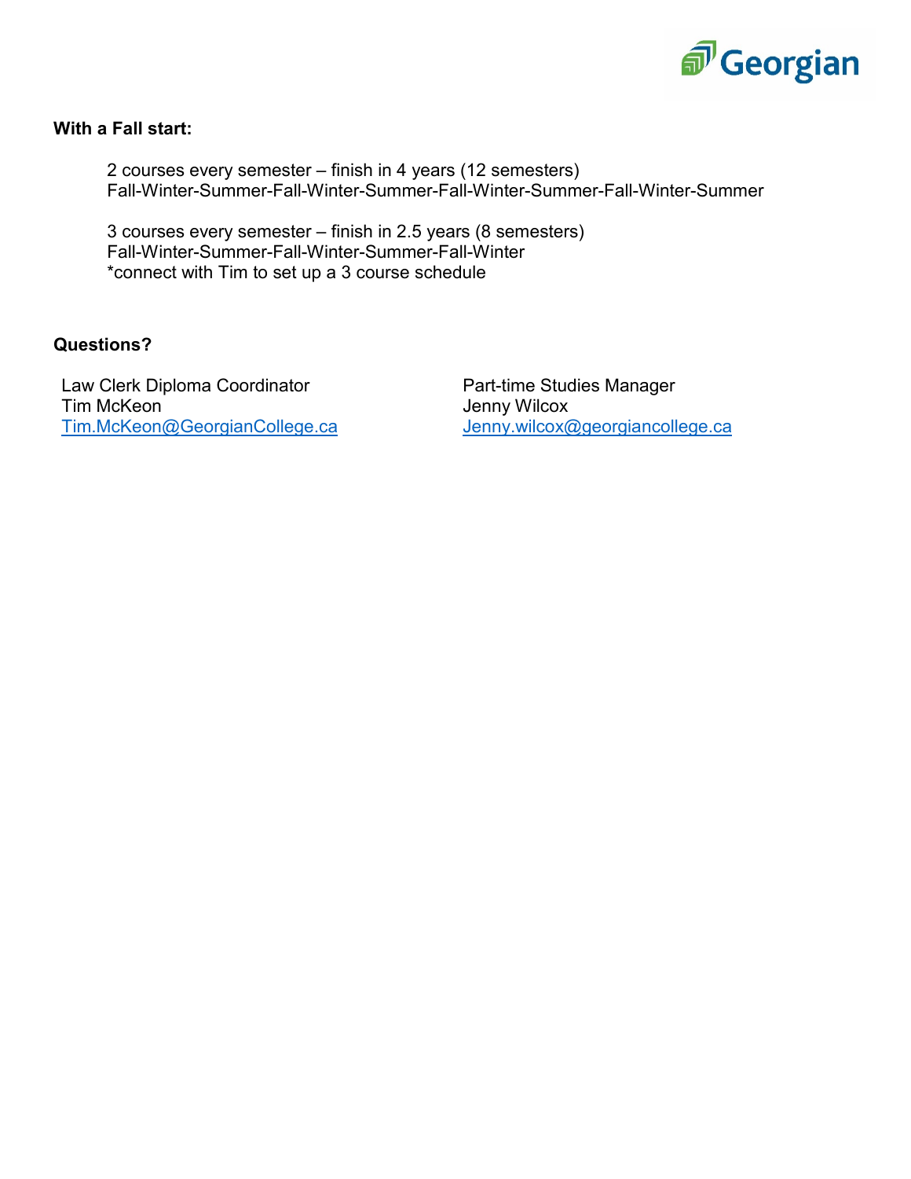**With a Fall start:**

2 courses every semester – finish in 4 years (12 semesters)
Fall-Winter-Summer-Fall-Winter-Summer-Fall-Winter-Summer-Fall-Winter-Summer

3 courses every semester – finish in 2.5 years (8 semesters)
Fall-Winter-Summer-Fall-Winter-Summer-Fall-Winter
*connect with Tim to set up a 3 course schedule

**Questions?**

Law Clerk Diploma Coordinator
Tim McKeon
Tim.McKeon@GeorgianCollege.ca

Part-time Studies Manager
Jenny Wilcox
Jenny.wilcox@georgiancollege.ca